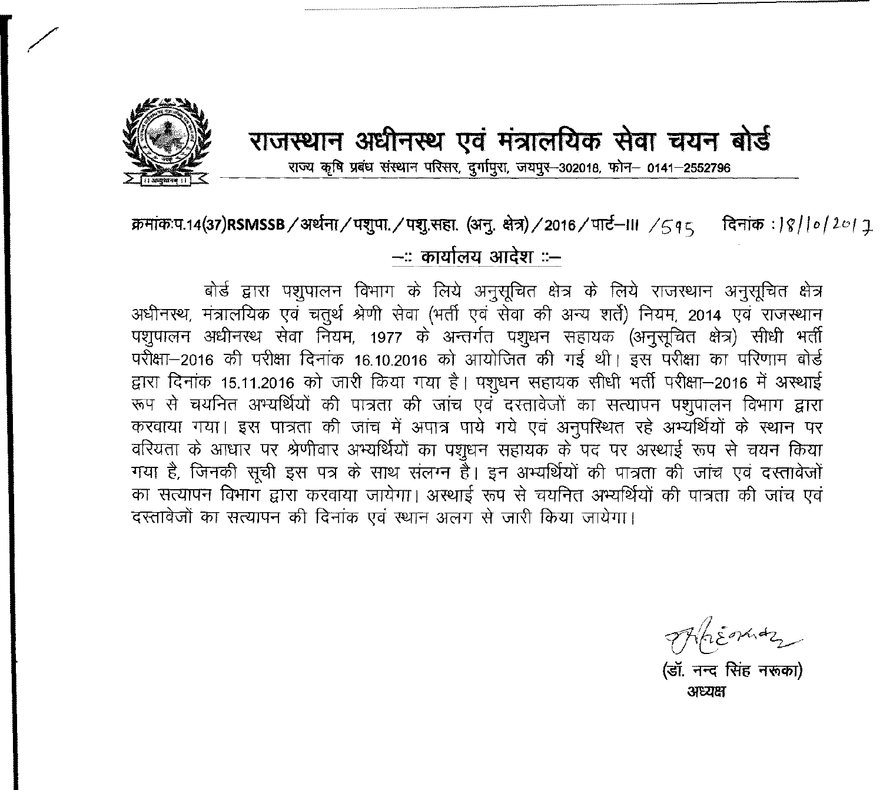# राजस्थान अधीनस्थ एवं मंत्रालयिक सेवा चयन बोर्ड

राज्य कृषि प्रबंध संस्थान परिसर, दुर्गापुरा, जयपुर–302018, फोन– 0141–2552796

क्रमांकःप.14(37)RSMSSB/अर्थना/पशुपा./पशु.सहा. (अनु. क्षेत्र)/2016/पार्ट–III /595 दिनांक : 18/10/2017

## –:: कार्यालय आदेश ::–

बोर्ड द्वारा पशुपालन विभाग के लिये अनुसूचित क्षेत्र के लिये राजस्थान अनुसूचित क्षेत्र अधीनस्थ, मंत्रालयिक एवं चतुर्थ श्रेणी सेवा (भर्ती एवं सेवा की अन्य शर्तें) नियम, 2014 एवं राजस्थान पशुपालन अधीनस्थ सेवा नियम, 1977 के अन्तर्गत पशुधन सहायक (अनुसूचित क्षेत्र) सीधी भर्ती परीक्षा–2016 की परीक्षा दिनांक 16.10.2016 को आयोजित की गई थी। इस परीक्षा का परिणाम बोर्ड द्वारा दिनांक 15.11.2016 को जारी किया गया है। पशुधन सहायक सीधी भर्ती परीक्षा–2016 में अस्थाई रूप से चयनित अभ्यर्थियों की पात्रता की जांच एवं दस्तावेजों का सत्यापन पशुपालन विभाग द्वारा करवाया गया। इस पात्रता की जांच में अपात्र पाये गये एवं अनुपस्थित रहे अभ्यर्थियों के स्थान पर वरियता के आधार पर श्रेणीवार अभ्यर्थियों का पशुधन सहायक के पद पर अस्थाई रूप से चयन किया गया है, जिनकी सूची इस पत्र के साथ संलग्न है। इन अभ्यर्थियों की पात्रता की जांच एवं दस्तावेजों का सत्यापन विभाग द्वारा करवाया जायेगा। अस्थाई रूप से चयनित अभ्यर्थियों की पात्रता की जांच एवं दस्तावेजों का सत्यापन की दिनांक एवं स्थान अलग से जारी किया जायेगा।

(डॉ. नन्द सिंह नरूका)
अध्यक्ष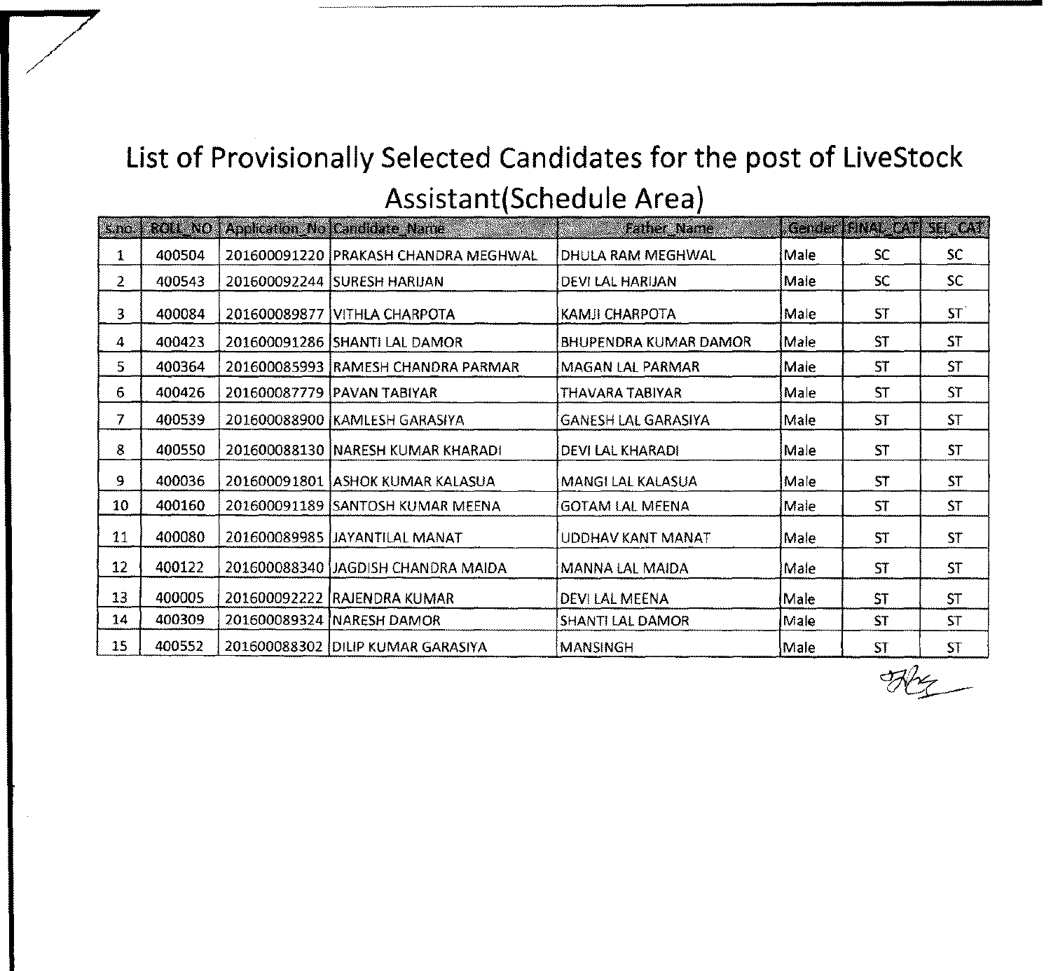# List of Provisionally Selected Candidates for the post of LiveStock Assistant(Schedule Area)

| S.no. | ROLL_NO | Application_No | Candidate_Name | Father_Name | Gender | FINAL_CAT | SEL_CAT |
|---|---|---|---|---|---|---|---|
| 1 | 400504 | 201600091220 | PRAKASH CHANDRA MEGHWAL | DHULA RAM MEGHWAL | Male | SC | SC |
| 2 | 400543 | 201600092244 | SURESH HARIJAN | DEVI LAL HARIJAN | Male | SC | SC |
| 3 | 400084 | 201600089877 | VITHLA CHARPOTA | KAMJI CHARPOTA | Male | ST | ST |
| 4 | 400423 | 201600091286 | SHANTI LAL DAMOR | BHUPENDRA KUMAR DAMOR | Male | ST | ST |
| 5 | 400364 | 201600085993 | RAMESH CHANDRA PARMAR | MAGAN LAL PARMAR | Male | ST | ST |
| 6 | 400426 | 201600087779 | PAVAN TABIYAR | THAVARA TABIYAR | Male | ST | ST |
| 7 | 400539 | 201600088900 | KAMLESH GARASIYA | GANESH LAL GARASIYA | Male | ST | ST |
| 8 | 400550 | 201600088130 | NARESH KUMAR KHARADI | DEVI LAL KHARADI | Male | ST | ST |
| 9 | 400036 | 201600091801 | ASHOK KUMAR KALASUA | MANGI LAL KALASUA | Male | ST | ST |
| 10 | 400160 | 201600091189 | SANTOSH KUMAR MEENA | GOTAM LAL MEENA | Male | ST | ST |
| 11 | 400080 | 201600089985 | JAYANTILAL MANAT | UDDHAV KANT MANAT | Male | ST | ST |
| 12 | 400122 | 201600088340 | JAGDISH CHANDRA MAIDA | MANNA LAL MAIDA | Male | ST | ST |
| 13 | 400005 | 201600092222 | RAJENDRA KUMAR | DEVI LAL MEENA | Male | ST | ST |
| 14 | 400309 | 201600089324 | NARESH DAMOR | SHANTI LAL DAMOR | Male | ST | ST |
| 15 | 400552 | 201600088302 | DILIP KUMAR GARASIYA | MANSINGH | Male | ST | ST |